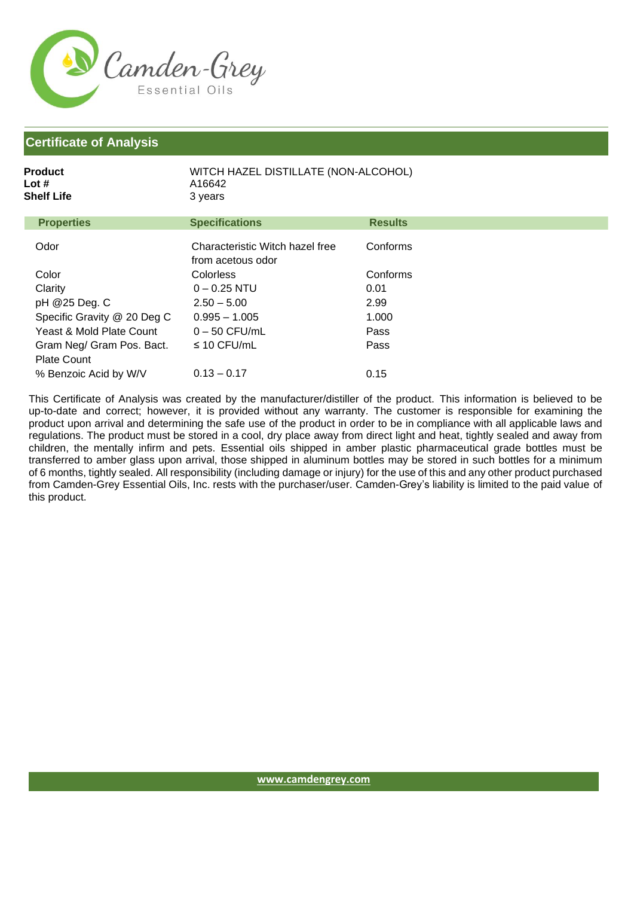Camden-Grey Essential Oils

## Certificate of Analysis

**Product** WITCH HAZEL DISTILLATE (NON-ALCOHOL)
**Lot #** A16642
**Shelf Life** 3 years

| Properties | Specifications | Results |
|---|---|---|
| Odor | Characteristic Witch hazel free from acetous odor | Conforms |
| Color | Colorless | Conforms |
| Clarity | 0 – 0.25 NTU | 0.01 |
| pH @25 Deg. C | 2.50 – 5.00 | 2.99 |
| Specific Gravity @ 20 Deg C | 0.995 – 1.005 | 1.000 |
| Yeast & Mold Plate Count | 0 – 50 CFU/mL | Pass |
| Gram Neg/ Gram Pos. Bact. Plate Count | ≤ 10 CFU/mL | Pass |
| % Benzoic Acid by W/V | 0.13 – 0.17 | 0.15 |

This Certificate of Analysis was created by the manufacturer/distiller of the product. This information is believed to be up-to-date and correct; however, it is provided without any warranty. The customer is responsible for examining the product upon arrival and determining the safe use of the product in order to be in compliance with all applicable laws and regulations. The product must be stored in a cool, dry place away from direct light and heat, tightly sealed and away from children, the mentally infirm and pets. Essential oils shipped in amber plastic pharmaceutical grade bottles must be transferred to amber glass upon arrival, those shipped in aluminum bottles may be stored in such bottles for a minimum of 6 months, tightly sealed. All responsibility (including damage or injury) for the use of this and any other product purchased from Camden-Grey Essential Oils, Inc. rests with the purchaser/user. Camden-Grey's liability is limited to the paid value of this product.

www.camdengrey.com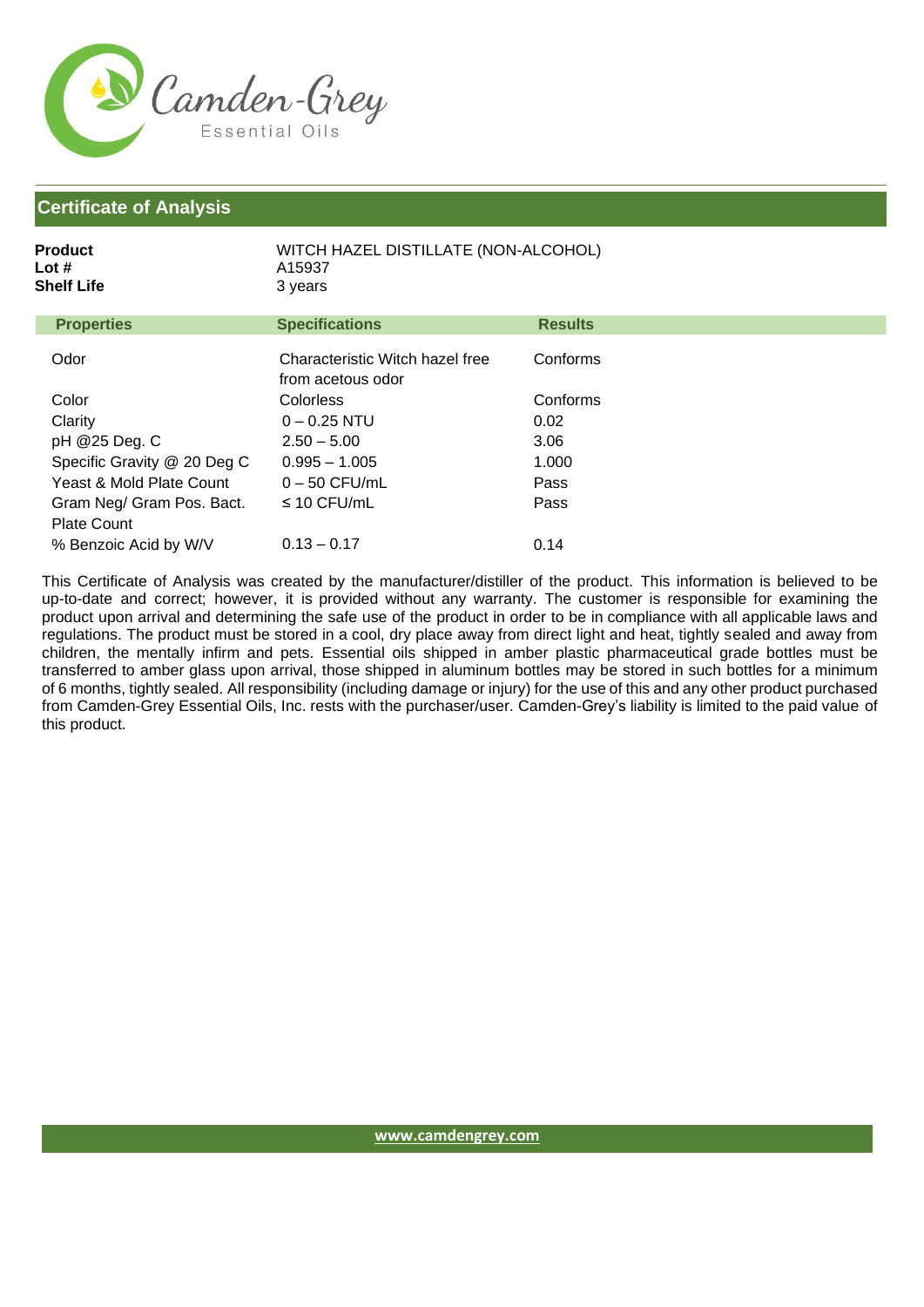Camden-Grey
Essential Oils

## Certificate of Analysis

**Product** WITCH HAZEL DISTILLATE (NON-ALCOHOL)
**Lot #** A15937
**Shelf Life** 3 years

| Properties | Specifications | Results |
|---|---|---|
| Odor | Characteristic Witch hazel free from acetous odor | Conforms |
| Color | Colorless | Conforms |
| Clarity | 0 – 0.25 NTU | 0.02 |
| pH @25 Deg. C | 2.50 – 5.00 | 3.06 |
| Specific Gravity @ 20 Deg C | 0.995 – 1.005 | 1.000 |
| Yeast & Mold Plate Count | 0 – 50 CFU/mL | Pass |
| Gram Neg/ Gram Pos. Bact. Plate Count | ≤ 10 CFU/mL | Pass |
| % Benzoic Acid by W/V | 0.13 – 0.17 | 0.14 |

This Certificate of Analysis was created by the manufacturer/distiller of the product. This information is believed to be up-to-date and correct; however, it is provided without any warranty. The customer is responsible for examining the product upon arrival and determining the safe use of the product in order to be in compliance with all applicable laws and regulations. The product must be stored in a cool, dry place away from direct light and heat, tightly sealed and away from children, the mentally infirm and pets. Essential oils shipped in amber plastic pharmaceutical grade bottles must be transferred to amber glass upon arrival, those shipped in aluminum bottles may be stored in such bottles for a minimum of 6 months, tightly sealed. All responsibility (including damage or injury) for the use of this and any other product purchased from Camden-Grey Essential Oils, Inc. rests with the purchaser/user. Camden-Grey's liability is limited to the paid value of this product.

www.camdengrey.com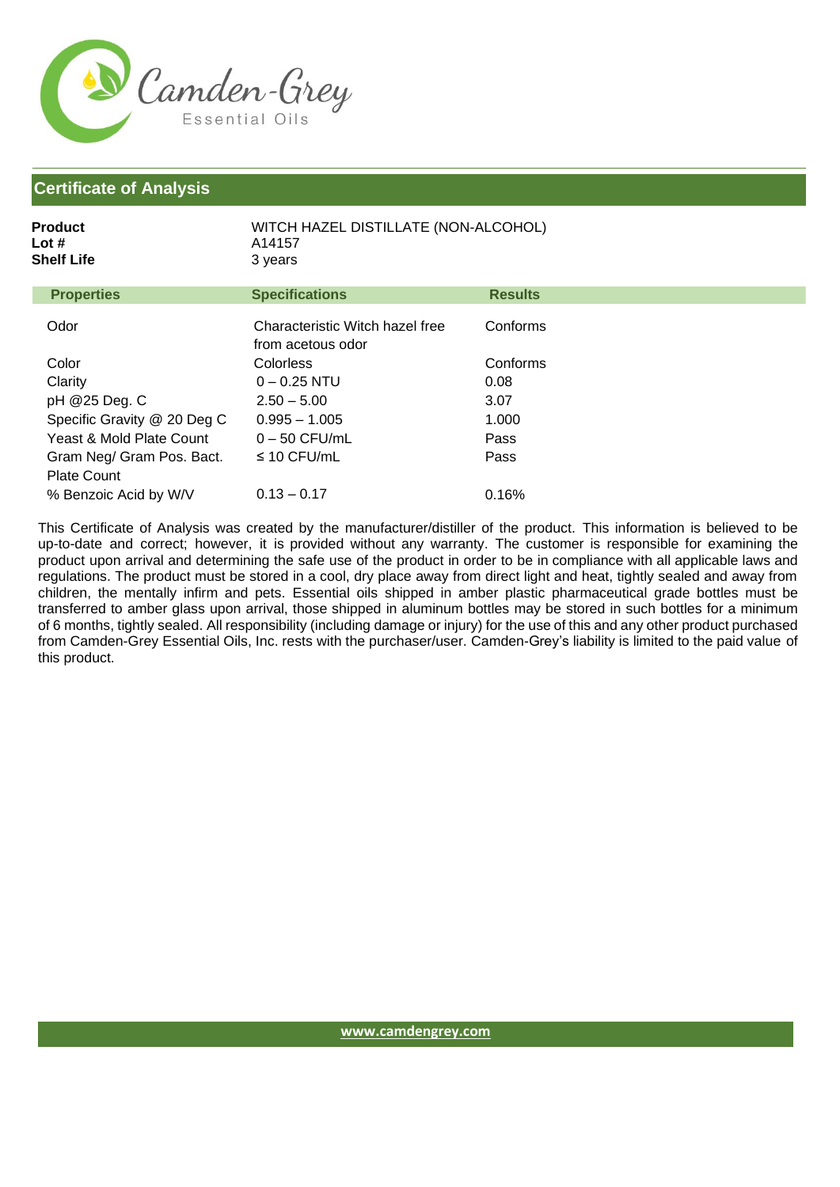Camden-Grey
Essential Oils

## Certificate of Analysis

**Product** WITCH HAZEL DISTILLATE (NON-ALCOHOL)
**Lot #** A14157
**Shelf Life** 3 years

| Properties | Specifications | Results |
|---|---|---|
| Odor | Characteristic Witch hazel free from acetous odor | Conforms |
| Color | Colorless | Conforms |
| Clarity | 0 – 0.25 NTU | 0.08 |
| pH @25 Deg. C | 2.50 – 5.00 | 3.07 |
| Specific Gravity @ 20 Deg C | 0.995 – 1.005 | 1.000 |
| Yeast & Mold Plate Count | 0 – 50 CFU/mL | Pass |
| Gram Neg/ Gram Pos. Bact. Plate Count | ≤ 10 CFU/mL | Pass |
| % Benzoic Acid by W/V | 0.13 – 0.17 | 0.16% |

This Certificate of Analysis was created by the manufacturer/distiller of the product. This information is believed to be up-to-date and correct; however, it is provided without any warranty. The customer is responsible for examining the product upon arrival and determining the safe use of the product in order to be in compliance with all applicable laws and regulations. The product must be stored in a cool, dry place away from direct light and heat, tightly sealed and away from children, the mentally infirm and pets. Essential oils shipped in amber plastic pharmaceutical grade bottles must be transferred to amber glass upon arrival, those shipped in aluminum bottles may be stored in such bottles for a minimum of 6 months, tightly sealed. All responsibility (including damage or injury) for the use of this and any other product purchased from Camden-Grey Essential Oils, Inc. rests with the purchaser/user. Camden-Grey's liability is limited to the paid value of this product.

www.camdengrey.com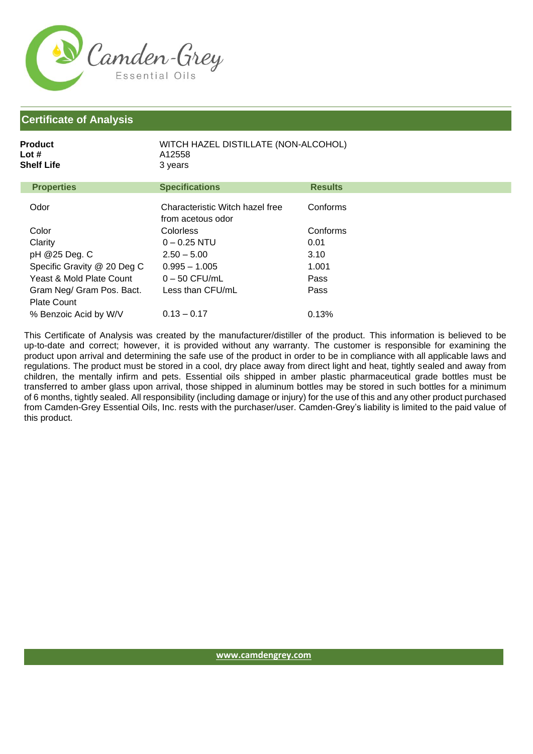Camden-Grey
Essential Oils

## Certificate of Analysis

| | |
|---|---|
| **Product** | WITCH HAZEL DISTILLATE (NON-ALCOHOL) |
| **Lot #** | A12558 |
| **Shelf Life** | 3 years |

| Properties | Specifications | Results |
|---|---|---|
| Odor | Characteristic Witch hazel free from acetous odor | Conforms |
| Color | Colorless | Conforms |
| Clarity | 0 – 0.25 NTU | 0.01 |
| pH @25 Deg. C | 2.50 – 5.00 | 3.10 |
| Specific Gravity @ 20 Deg C | 0.995 – 1.005 | 1.001 |
| Yeast & Mold Plate Count | 0 – 50 CFU/mL | Pass |
| Gram Neg/ Gram Pos. Bact. Plate Count | Less than CFU/mL | Pass |
| % Benzoic Acid by W/V | 0.13 – 0.17 | 0.13% |

This Certificate of Analysis was created by the manufacturer/distiller of the product. This information is believed to be up-to-date and correct; however, it is provided without any warranty. The customer is responsible for examining the product upon arrival and determining the safe use of the product in order to be in compliance with all applicable laws and regulations. The product must be stored in a cool, dry place away from direct light and heat, tightly sealed and away from children, the mentally infirm and pets. Essential oils shipped in amber plastic pharmaceutical grade bottles must be transferred to amber glass upon arrival, those shipped in aluminum bottles may be stored in such bottles for a minimum of 6 months, tightly sealed. All responsibility (including damage or injury) for the use of this and any other product purchased from Camden-Grey Essential Oils, Inc. rests with the purchaser/user. Camden-Grey's liability is limited to the paid value of this product.

www.camdengrey.com